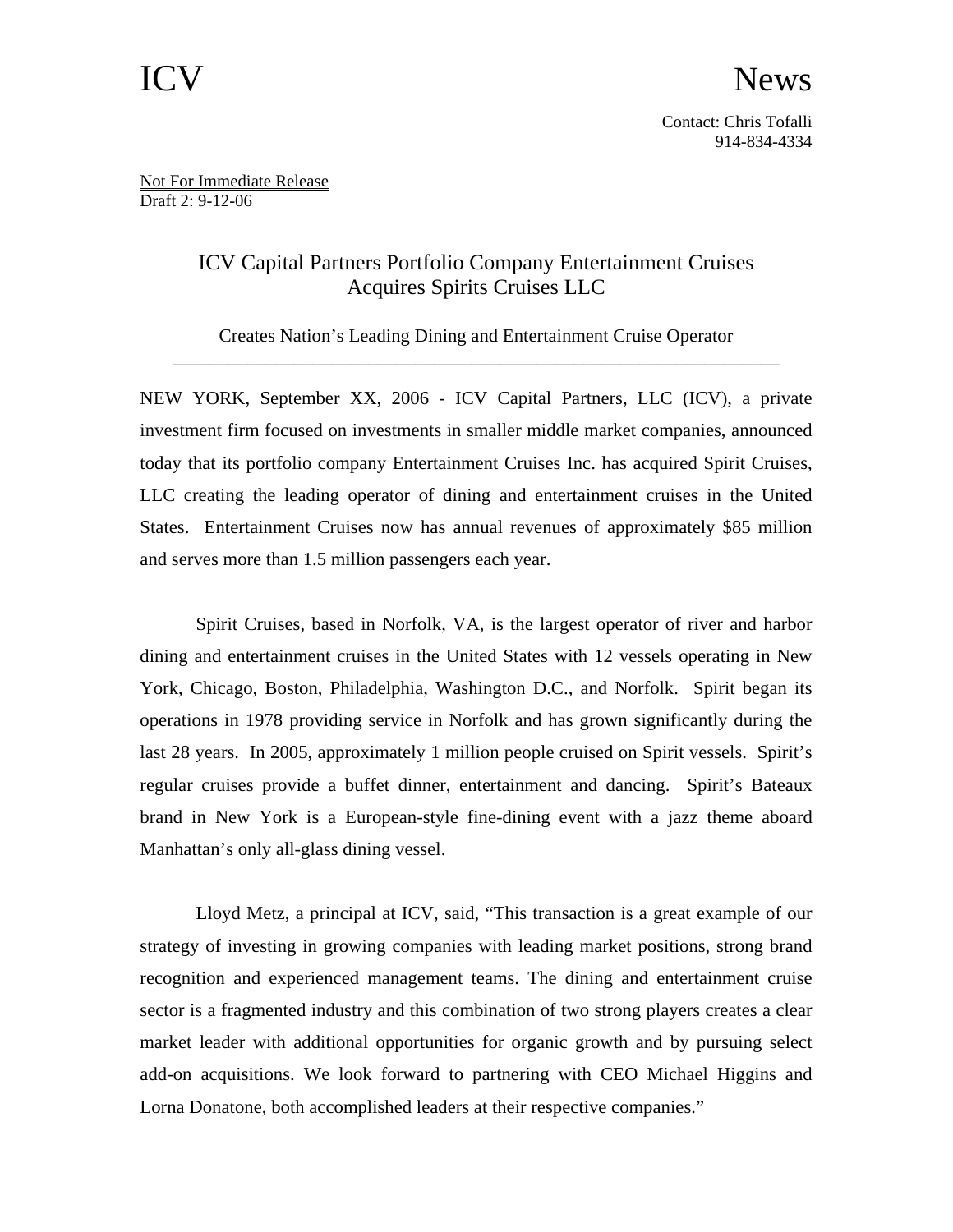ICV News

Contact: Chris Tofalli
914-834-4334

Not For Immediate Release
Draft 2: 9-12-06

# ICV Capital Partners Portfolio Company Entertainment Cruises Acquires Spirits Cruises LLC

## Creates Nation's Leading Dining and Entertainment Cruise Operator

---

NEW YORK, September XX, 2006 - ICV Capital Partners, LLC (ICV), a private investment firm focused on investments in smaller middle market companies, announced today that its portfolio company Entertainment Cruises Inc. has acquired Spirit Cruises, LLC creating the leading operator of dining and entertainment cruises in the United States. Entertainment Cruises now has annual revenues of approximately $85 million and serves more than 1.5 million passengers each year.

Spirit Cruises, based in Norfolk, VA, is the largest operator of river and harbor dining and entertainment cruises in the United States with 12 vessels operating in New York, Chicago, Boston, Philadelphia, Washington D.C., and Norfolk. Spirit began its operations in 1978 providing service in Norfolk and has grown significantly during the last 28 years. In 2005, approximately 1 million people cruised on Spirit vessels. Spirit's regular cruises provide a buffet dinner, entertainment and dancing. Spirit's Bateaux brand in New York is a European-style fine-dining event with a jazz theme aboard Manhattan's only all-glass dining vessel.

Lloyd Metz, a principal at ICV, said, "This transaction is a great example of our strategy of investing in growing companies with leading market positions, strong brand recognition and experienced management teams. The dining and entertainment cruise sector is a fragmented industry and this combination of two strong players creates a clear market leader with additional opportunities for organic growth and by pursuing select add-on acquisitions. We look forward to partnering with CEO Michael Higgins and Lorna Donatone, both accomplished leaders at their respective companies."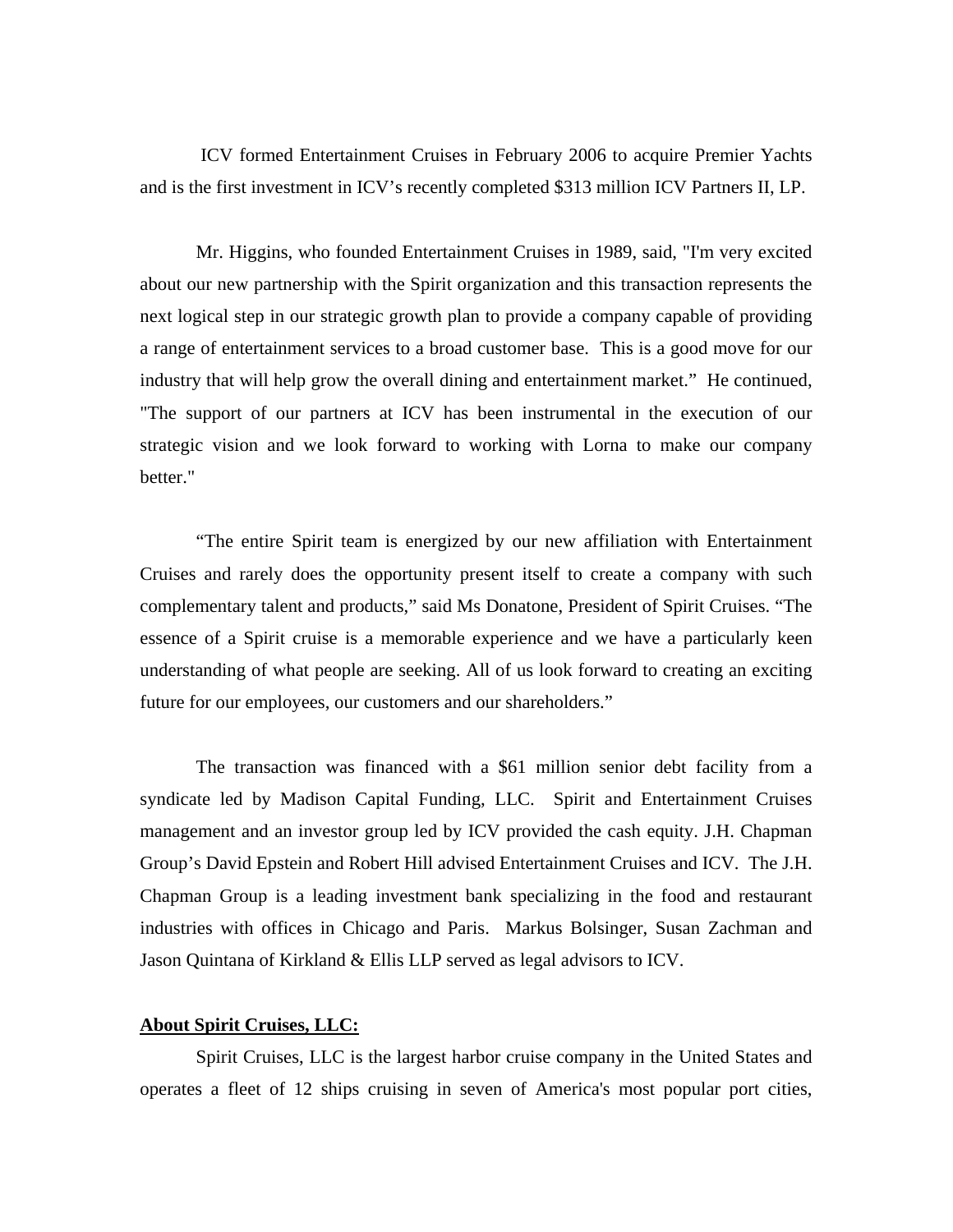ICV formed Entertainment Cruises in February 2006 to acquire Premier Yachts and is the first investment in ICV's recently completed $313 million ICV Partners II, LP.

Mr. Higgins, who founded Entertainment Cruises in 1989, said, "I'm very excited about our new partnership with the Spirit organization and this transaction represents the next logical step in our strategic growth plan to provide a company capable of providing a range of entertainment services to a broad customer base. This is a good move for our industry that will help grow the overall dining and entertainment market." He continued, "The support of our partners at ICV has been instrumental in the execution of our strategic vision and we look forward to working with Lorna to make our company better."

"The entire Spirit team is energized by our new affiliation with Entertainment Cruises and rarely does the opportunity present itself to create a company with such complementary talent and products," said Ms Donatone, President of Spirit Cruises. "The essence of a Spirit cruise is a memorable experience and we have a particularly keen understanding of what people are seeking. All of us look forward to creating an exciting future for our employees, our customers and our shareholders."

The transaction was financed with a $61 million senior debt facility from a syndicate led by Madison Capital Funding, LLC. Spirit and Entertainment Cruises management and an investor group led by ICV provided the cash equity. J.H. Chapman Group's David Epstein and Robert Hill advised Entertainment Cruises and ICV. The J.H. Chapman Group is a leading investment bank specializing in the food and restaurant industries with offices in Chicago and Paris. Markus Bolsinger, Susan Zachman and Jason Quintana of Kirkland & Ellis LLP served as legal advisors to ICV.

**About Spirit Cruises, LLC:**

Spirit Cruises, LLC is the largest harbor cruise company in the United States and operates a fleet of 12 ships cruising in seven of America's most popular port cities,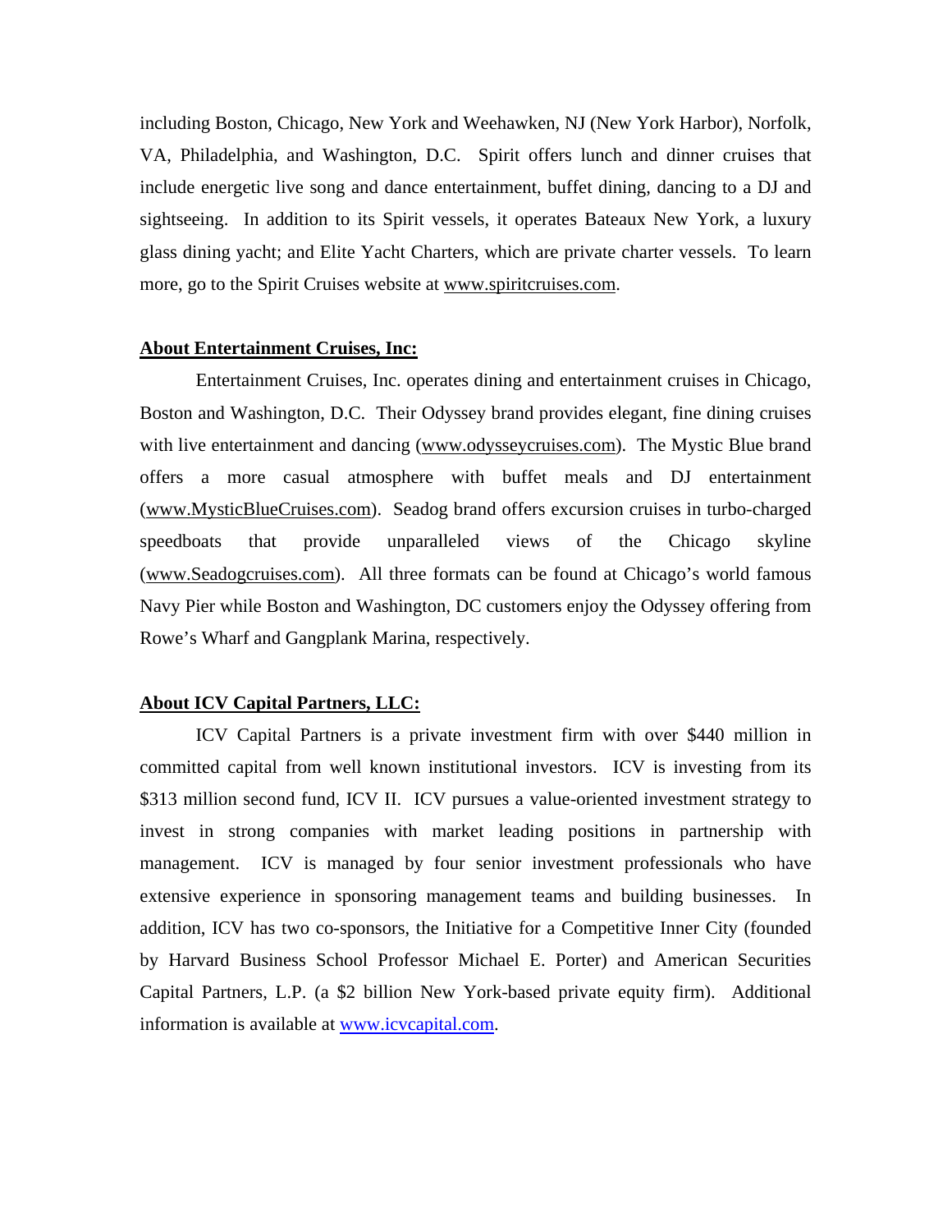including Boston, Chicago, New York and Weehawken, NJ (New York Harbor), Norfolk, VA, Philadelphia, and Washington, D.C. Spirit offers lunch and dinner cruises that include energetic live song and dance entertainment, buffet dining, dancing to a DJ and sightseeing. In addition to its Spirit vessels, it operates Bateaux New York, a luxury glass dining yacht; and Elite Yacht Charters, which are private charter vessels. To learn more, go to the Spirit Cruises website at www.spiritcruises.com.

**About Entertainment Cruises, Inc:**

Entertainment Cruises, Inc. operates dining and entertainment cruises in Chicago, Boston and Washington, D.C. Their Odyssey brand provides elegant, fine dining cruises with live entertainment and dancing (www.odysseycruises.com). The Mystic Blue brand offers a more casual atmosphere with buffet meals and DJ entertainment (www.MysticBlueCruises.com). Seadog brand offers excursion cruises in turbo-charged speedboats that provide unparalleled views of the Chicago skyline (www.Seadogcruises.com). All three formats can be found at Chicago's world famous Navy Pier while Boston and Washington, DC customers enjoy the Odyssey offering from Rowe's Wharf and Gangplank Marina, respectively.

**About ICV Capital Partners, LLC:**

ICV Capital Partners is a private investment firm with over $440 million in committed capital from well known institutional investors. ICV is investing from its $313 million second fund, ICV II. ICV pursues a value-oriented investment strategy to invest in strong companies with market leading positions in partnership with management. ICV is managed by four senior investment professionals who have extensive experience in sponsoring management teams and building businesses. In addition, ICV has two co-sponsors, the Initiative for a Competitive Inner City (founded by Harvard Business School Professor Michael E. Porter) and American Securities Capital Partners, L.P. (a $2 billion New York-based private equity firm). Additional information is available at www.icvcapital.com.